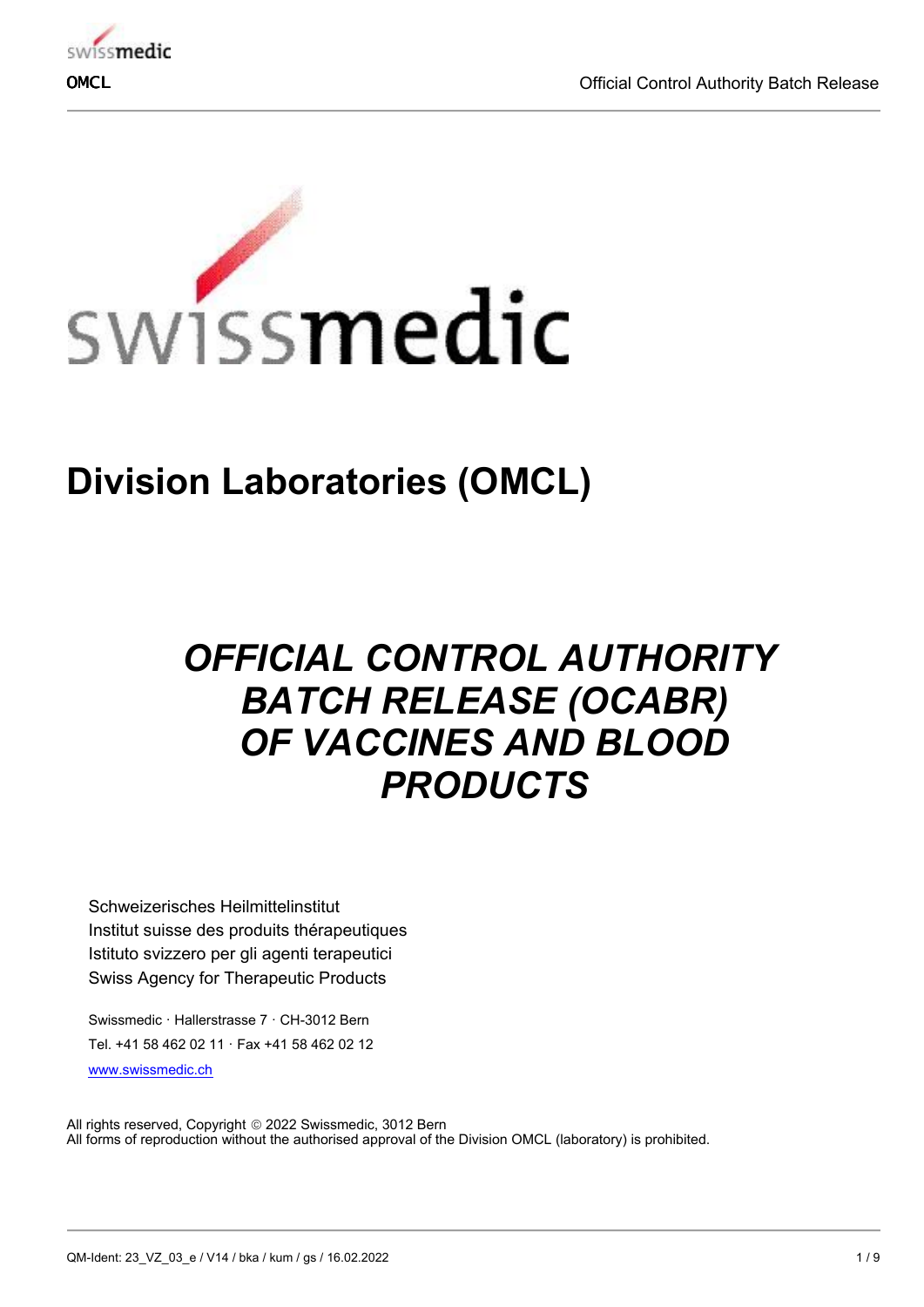# Division Laboratories (OMCL)

## *OFFICIAL CONTROL AUTHORITY BATCH RELEASE (OCABR) OF VACCINES AND BLOOD PRODUCTS*

Schweizerisches Heilmittelinstitut
Institut suisse des produits thérapeutiques
Istituto svizzero per gli agenti terapeutici
Swiss Agency for Therapeutic Products

Swissmedic · Hallerstrasse 7 · CH-3012 Bern
Tel. +41 58 462 02 11 · Fax +41 58 462 02 12
www.swissmedic.ch

All rights reserved, Copyright © 2022 Swissmedic, 3012 Bern
All forms of reproduction without the authorised approval of the Division OMCL (laboratory) is prohibited.

QM-Ident: 23_VZ_03_e / V14 / bka / kum / gs / 16.02.2022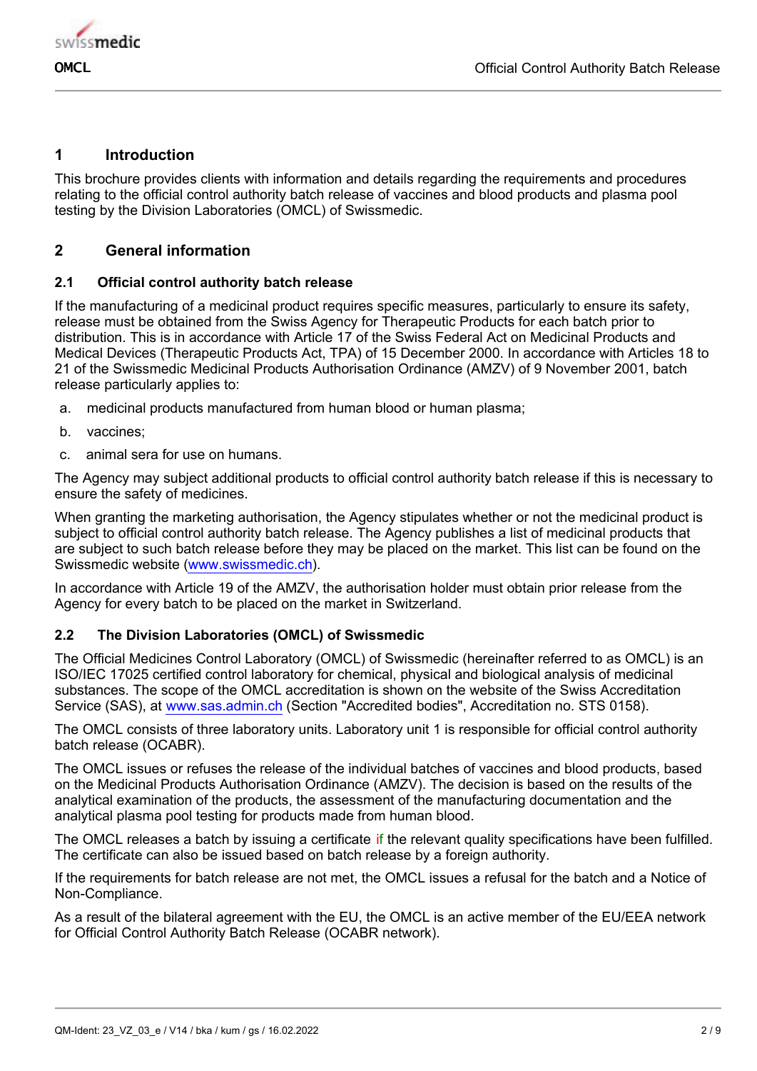# 1 Introduction

This brochure provides clients with information and details regarding the requirements and procedures relating to the official control authority batch release of vaccines and blood products and plasma pool testing by the Division Laboratories (OMCL) of Swissmedic.

# 2 General information

## 2.1 Official control authority batch release

If the manufacturing of a medicinal product requires specific measures, particularly to ensure its safety, release must be obtained from the Swiss Agency for Therapeutic Products for each batch prior to distribution. This is in accordance with Article 17 of the Swiss Federal Act on Medicinal Products and Medical Devices (Therapeutic Products Act, TPA) of 15 December 2000. In accordance with Articles 18 to 21 of the Swissmedic Medicinal Products Authorisation Ordinance (AMZV) of 9 November 2001, batch release particularly applies to:

a. medicinal products manufactured from human blood or human plasma;

b. vaccines;

c. animal sera for use on humans.

The Agency may subject additional products to official control authority batch release if this is necessary to ensure the safety of medicines.

When granting the marketing authorisation, the Agency stipulates whether or not the medicinal product is subject to official control authority batch release. The Agency publishes a list of medicinal products that are subject to such batch release before they may be placed on the market. This list can be found on the Swissmedic website (www.swissmedic.ch).

In accordance with Article 19 of the AMZV, the authorisation holder must obtain prior release from the Agency for every batch to be placed on the market in Switzerland.

## 2.2 The Division Laboratories (OMCL) of Swissmedic

The Official Medicines Control Laboratory (OMCL) of Swissmedic (hereinafter referred to as OMCL) is an ISO/IEC 17025 certified control laboratory for chemical, physical and biological analysis of medicinal substances. The scope of the OMCL accreditation is shown on the website of the Swiss Accreditation Service (SAS), at www.sas.admin.ch (Section "Accredited bodies", Accreditation no. STS 0158).

The OMCL consists of three laboratory units. Laboratory unit 1 is responsible for official control authority batch release (OCABR).

The OMCL issues or refuses the release of the individual batches of vaccines and blood products, based on the Medicinal Products Authorisation Ordinance (AMZV). The decision is based on the results of the analytical examination of the products, the assessment of the manufacturing documentation and the analytical plasma pool testing for products made from human blood.

The OMCL releases a batch by issuing a certificate if the relevant quality specifications have been fulfilled. The certificate can also be issued based on batch release by a foreign authority.

If the requirements for batch release are not met, the OMCL issues a refusal for the batch and a Notice of Non-Compliance.

As a result of the bilateral agreement with the EU, the OMCL is an active member of the EU/EEA network for Official Control Authority Batch Release (OCABR network).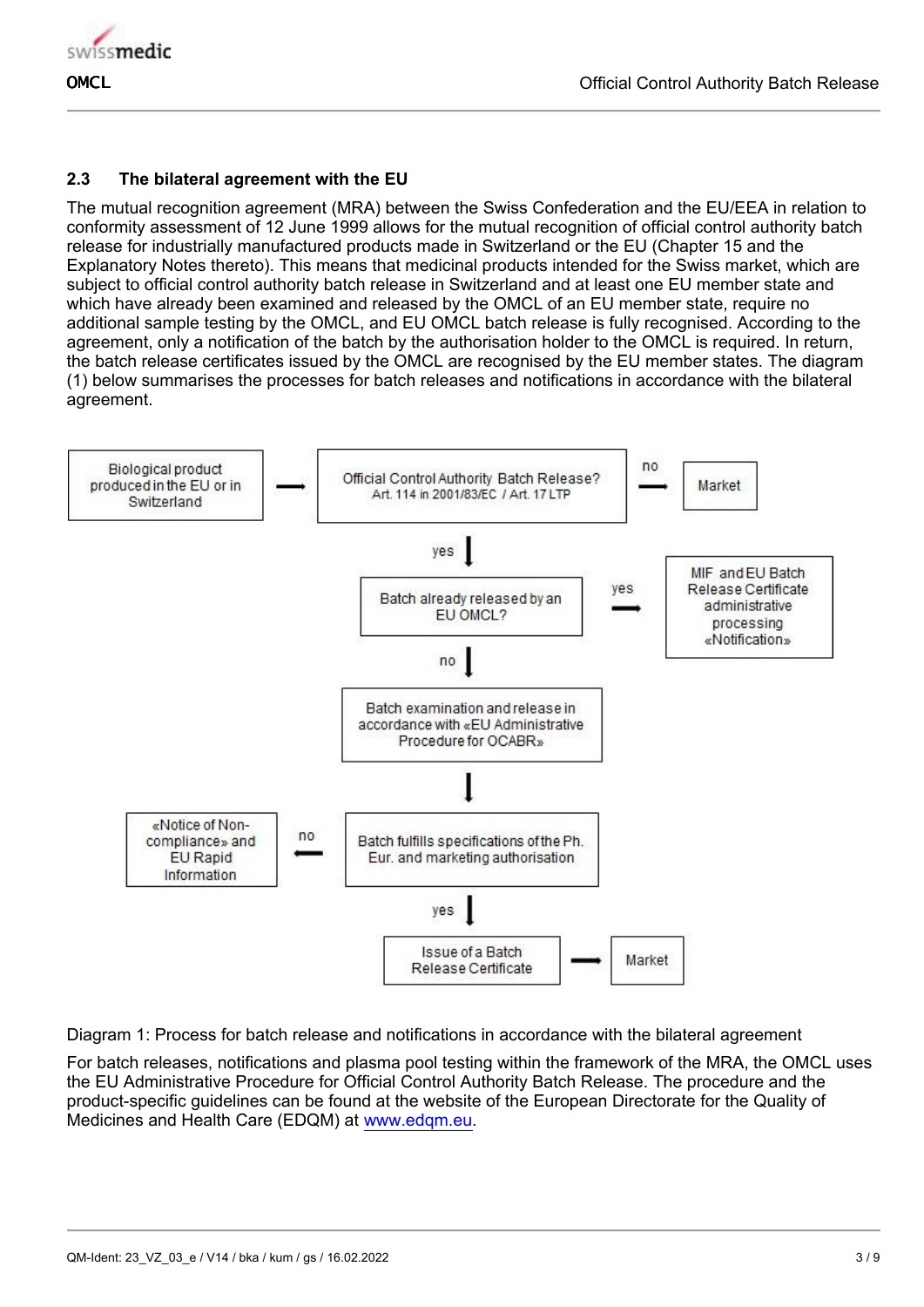## 2.3 The bilateral agreement with the EU

The mutual recognition agreement (MRA) between the Swiss Confederation and the EU/EEA in relation to conformity assessment of 12 June 1999 allows for the mutual recognition of official control authority batch release for industrially manufactured products made in Switzerland or the EU (Chapter 15 and the Explanatory Notes thereto). This means that medicinal products intended for the Swiss market, which are subject to official control authority batch release in Switzerland and at least one EU member state and which have already been examined and released by the OMCL of an EU member state, require no additional sample testing by the OMCL, and EU OMCL batch release is fully recognised. According to the agreement, only a notification of the batch by the authorisation holder to the OMCL is required. In return, the batch release certificates issued by the OMCL are recognised by the EU member states. The diagram (1) below summarises the processes for batch releases and notifications in accordance with the bilateral agreement.

Biological product produced in the EU or in Switzerland → Official Control Authority Batch Release? Art. 114 in 2001/83/EC / Art. 17 LTP

- no → Market
- yes → Batch already released by an EU OMCL?
  - yes → MIF and EU Batch Release Certificate administrative processing «Notification»
  - no → Batch examination and release in accordance with «EU Administrative Procedure for OCABR» → Batch fulfills specifications of the Ph. Eur. and marketing authorisation
    - no → «Notice of Non-compliance» and EU Rapid Information
    - yes → Issue of a Batch Release Certificate → Market

Diagram 1: Process for batch release and notifications in accordance with the bilateral agreement

For batch releases, notifications and plasma pool testing within the framework of the MRA, the OMCL uses the EU Administrative Procedure for Official Control Authority Batch Release. The procedure and the product-specific guidelines can be found at the website of the European Directorate for the Quality of Medicines and Health Care (EDQM) at www.edqm.eu.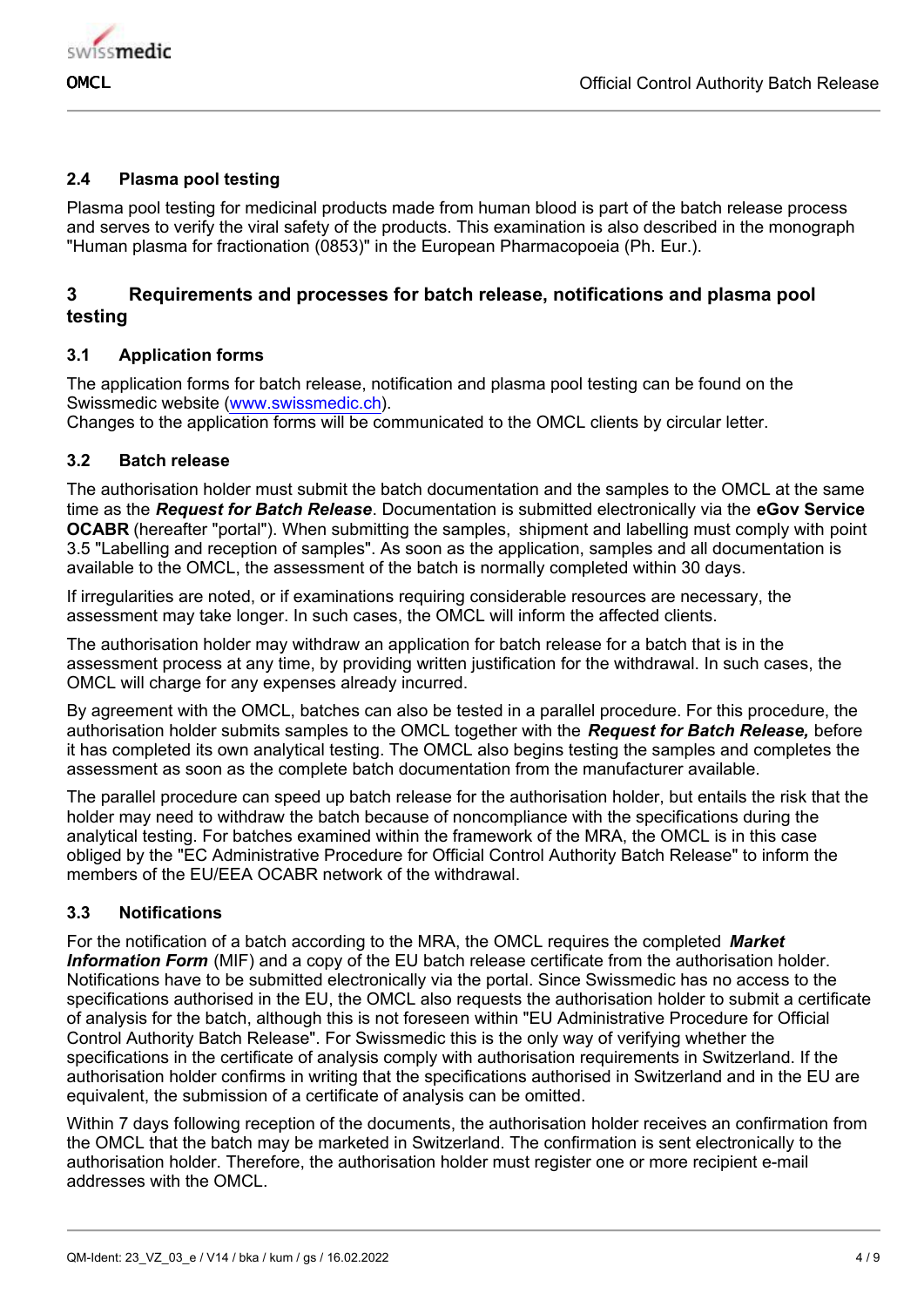### 2.4 Plasma pool testing

Plasma pool testing for medicinal products made from human blood is part of the batch release process and serves to verify the viral safety of the products. This examination is also described in the monograph "Human plasma for fractionation (0853)" in the European Pharmacopoeia (Ph. Eur.).

## 3 Requirements and processes for batch release, notifications and plasma pool testing

### 3.1 Application forms

The application forms for batch release, notification and plasma pool testing can be found on the Swissmedic website (www.swissmedic.ch).
Changes to the application forms will be communicated to the OMCL clients by circular letter.

### 3.2 Batch release

The authorisation holder must submit the batch documentation and the samples to the OMCL at the same time as the ***Request for Batch Release***. Documentation is submitted electronically via the **eGov Service OCABR** (hereafter "portal"). When submitting the samples, shipment and labelling must comply with point 3.5 "Labelling and reception of samples". As soon as the application, samples and all documentation is available to the OMCL, the assessment of the batch is normally completed within 30 days.

If irregularities are noted, or if examinations requiring considerable resources are necessary, the assessment may take longer. In such cases, the OMCL will inform the affected clients.

The authorisation holder may withdraw an application for batch release for a batch that is in the assessment process at any time, by providing written justification for the withdrawal. In such cases, the OMCL will charge for any expenses already incurred.

By agreement with the OMCL, batches can also be tested in a parallel procedure. For this procedure, the authorisation holder submits samples to the OMCL together with the ***Request for Batch Release,*** before it has completed its own analytical testing. The OMCL also begins testing the samples and completes the assessment as soon as the complete batch documentation from the manufacturer available.

The parallel procedure can speed up batch release for the authorisation holder, but entails the risk that the holder may need to withdraw the batch because of noncompliance with the specifications during the analytical testing. For batches examined within the framework of the MRA, the OMCL is in this case obliged by the "EC Administrative Procedure for Official Control Authority Batch Release" to inform the members of the EU/EEA OCABR network of the withdrawal.

### 3.3 Notifications

For the notification of a batch according to the MRA, the OMCL requires the completed ***Market Information Form*** (MIF) and a copy of the EU batch release certificate from the authorisation holder. Notifications have to be submitted electronically via the portal. Since Swissmedic has no access to the specifications authorised in the EU, the OMCL also requests the authorisation holder to submit a certificate of analysis for the batch, although this is not foreseen within "EU Administrative Procedure for Official Control Authority Batch Release". For Swissmedic this is the only way of verifying whether the specifications in the certificate of analysis comply with authorisation requirements in Switzerland. If the authorisation holder confirms in writing that the specifications authorised in Switzerland and in the EU are equivalent, the submission of a certificate of analysis can be omitted.

Within 7 days following reception of the documents, the authorisation holder receives an confirmation from the OMCL that the batch may be marketed in Switzerland. The confirmation is sent electronically to the authorisation holder. Therefore, the authorisation holder must register one or more recipient e-mail addresses with the OMCL.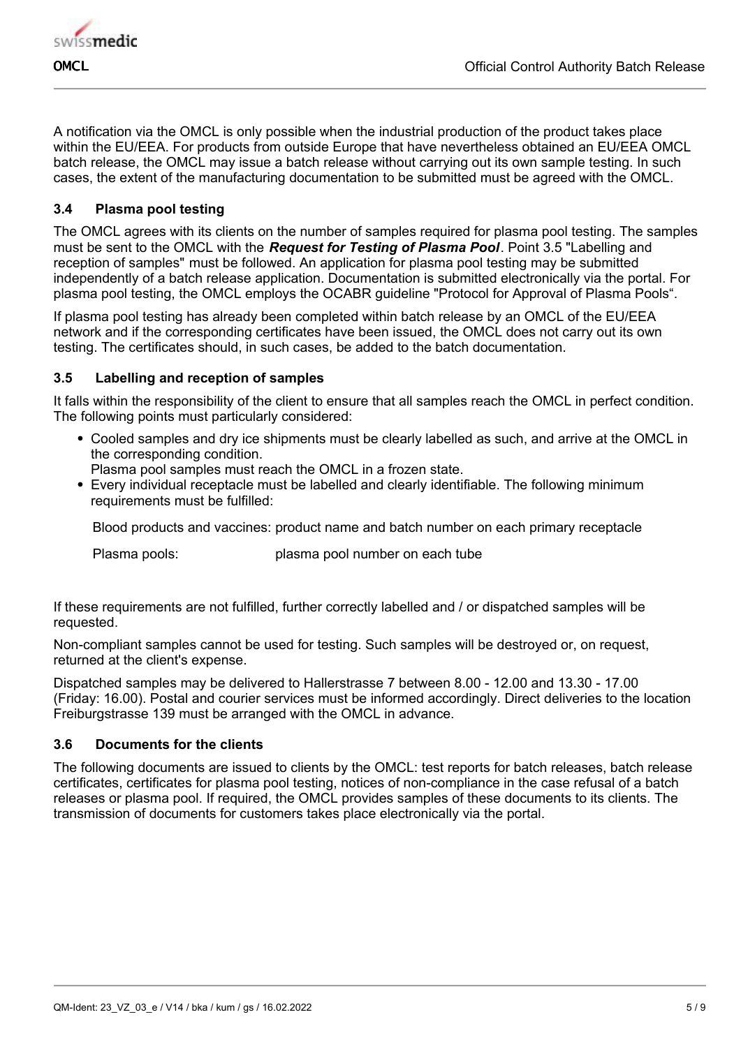A notification via the OMCL is only possible when the industrial production of the product takes place within the EU/EEA. For products from outside Europe that have nevertheless obtained an EU/EEA OMCL batch release, the OMCL may issue a batch release without carrying out its own sample testing. In such cases, the extent of the manufacturing documentation to be submitted must be agreed with the OMCL.

### 3.4 Plasma pool testing

The OMCL agrees with its clients on the number of samples required for plasma pool testing. The samples must be sent to the OMCL with the ***Request for Testing of Plasma Pool***. Point 3.5 "Labelling and reception of samples" must be followed. An application for plasma pool testing may be submitted independently of a batch release application. Documentation is submitted electronically via the portal. For plasma pool testing, the OMCL employs the OCABR guideline "Protocol for Approval of Plasma Pools".

If plasma pool testing has already been completed within batch release by an OMCL of the EU/EEA network and if the corresponding certificates have been issued, the OMCL does not carry out its own testing. The certificates should, in such cases, be added to the batch documentation.

### 3.5 Labelling and reception of samples

It falls within the responsibility of the client to ensure that all samples reach the OMCL in perfect condition. The following points must particularly considered:

- Cooled samples and dry ice shipments must be clearly labelled as such, and arrive at the OMCL in the corresponding condition.
  Plasma pool samples must reach the OMCL in a frozen state.
- Every individual receptacle must be labelled and clearly identifiable. The following minimum requirements must be fulfilled:

| | |
|---|---|
| Blood products and vaccines: | product name and batch number on each primary receptacle |
| Plasma pools: | plasma pool number on each tube |

If these requirements are not fulfilled, further correctly labelled and / or dispatched samples will be requested.

Non-compliant samples cannot be used for testing. Such samples will be destroyed or, on request, returned at the client's expense.

Dispatched samples may be delivered to Hallerstrasse 7 between 8.00 - 12.00 and 13.30 - 17.00 (Friday: 16.00). Postal and courier services must be informed accordingly. Direct deliveries to the location Freiburgstrasse 139 must be arranged with the OMCL in advance.

### 3.6 Documents for the clients

The following documents are issued to clients by the OMCL: test reports for batch releases, batch release certificates, certificates for plasma pool testing, notices of non-compliance in the case refusal of a batch releases or plasma pool. If required, the OMCL provides samples of these documents to its clients. The transmission of documents for customers takes place electronically via the portal.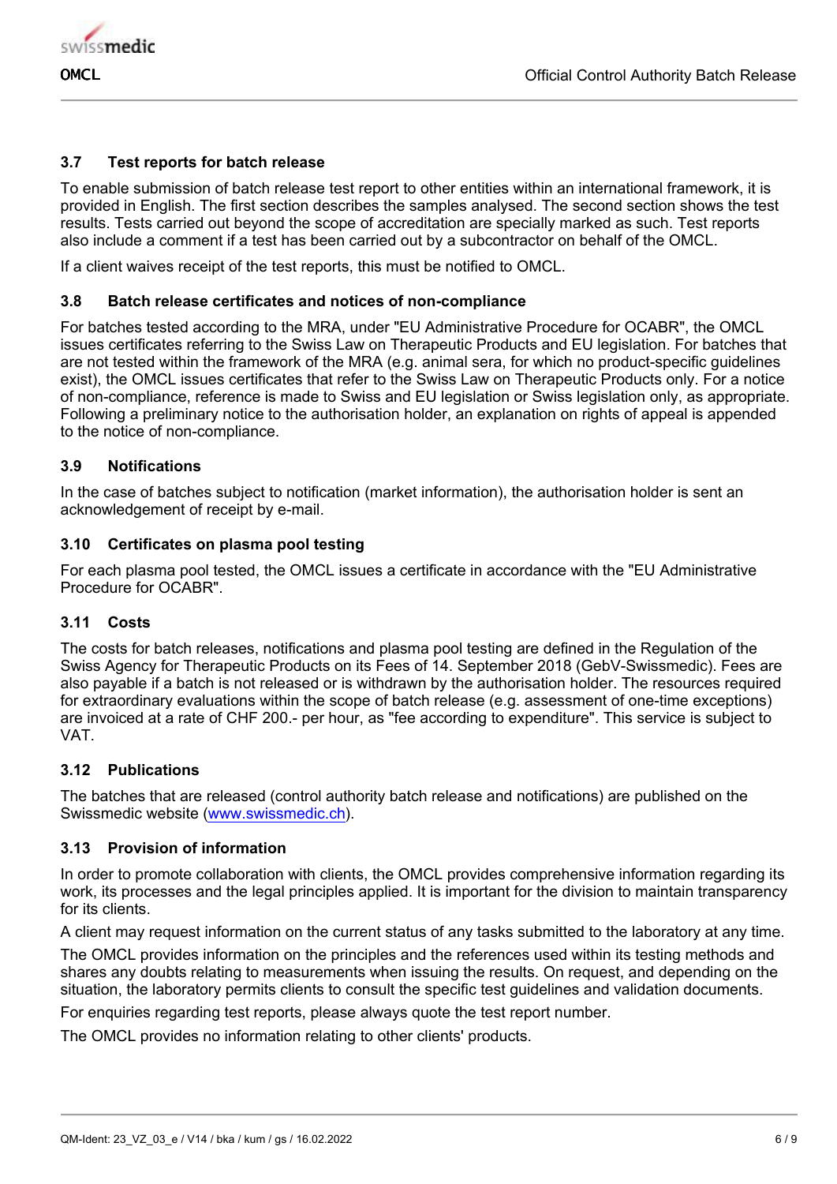### 3.7 Test reports for batch release

To enable submission of batch release test report to other entities within an international framework, it is provided in English. The first section describes the samples analysed. The second section shows the test results. Tests carried out beyond the scope of accreditation are specially marked as such. Test reports also include a comment if a test has been carried out by a subcontractor on behalf of the OMCL.

If a client waives receipt of the test reports, this must be notified to OMCL.

### 3.8 Batch release certificates and notices of non-compliance

For batches tested according to the MRA, under "EU Administrative Procedure for OCABR", the OMCL issues certificates referring to the Swiss Law on Therapeutic Products and EU legislation. For batches that are not tested within the framework of the MRA (e.g. animal sera, for which no product-specific guidelines exist), the OMCL issues certificates that refer to the Swiss Law on Therapeutic Products only. For a notice of non-compliance, reference is made to Swiss and EU legislation or Swiss legislation only, as appropriate. Following a preliminary notice to the authorisation holder, an explanation on rights of appeal is appended to the notice of non-compliance.

### 3.9 Notifications

In the case of batches subject to notification (market information), the authorisation holder is sent an acknowledgement of receipt by e-mail.

### 3.10 Certificates on plasma pool testing

For each plasma pool tested, the OMCL issues a certificate in accordance with the "EU Administrative Procedure for OCABR".

### 3.11 Costs

The costs for batch releases, notifications and plasma pool testing are defined in the Regulation of the Swiss Agency for Therapeutic Products on its Fees of 14. September 2018 (GebV-Swissmedic). Fees are also payable if a batch is not released or is withdrawn by the authorisation holder. The resources required for extraordinary evaluations within the scope of batch release (e.g. assessment of one-time exceptions) are invoiced at a rate of CHF 200.- per hour, as "fee according to expenditure". This service is subject to VAT.

### 3.12 Publications

The batches that are released (control authority batch release and notifications) are published on the Swissmedic website ([www.swissmedic.ch](http://www.swissmedic.ch)).

### 3.13 Provision of information

In order to promote collaboration with clients, the OMCL provides comprehensive information regarding its work, its processes and the legal principles applied. It is important for the division to maintain transparency for its clients.

A client may request information on the current status of any tasks submitted to the laboratory at any time.

The OMCL provides information on the principles and the references used within its testing methods and shares any doubts relating to measurements when issuing the results. On request, and depending on the situation, the laboratory permits clients to consult the specific test guidelines and validation documents.

For enquiries regarding test reports, please always quote the test report number.

The OMCL provides no information relating to other clients' products.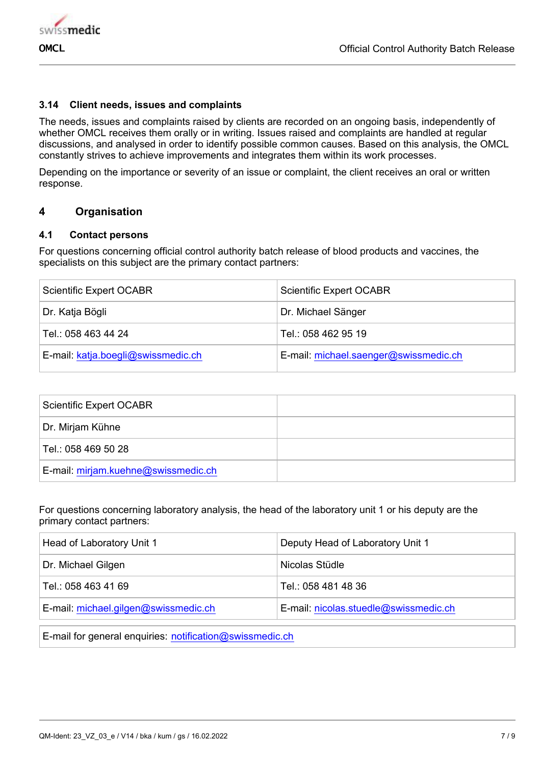### 3.14 Client needs, issues and complaints

The needs, issues and complaints raised by clients are recorded on an ongoing basis, independently of whether OMCL receives them orally or in writing. Issues raised and complaints are handled at regular discussions, and analysed in order to identify possible common causes. Based on this analysis, the OMCL constantly strives to achieve improvements and integrates them within its work processes.

Depending on the importance or severity of an issue or complaint, the client receives an oral or written response.

## 4 Organisation

### 4.1 Contact persons

For questions concerning official control authority batch release of blood products and vaccines, the specialists on this subject are the primary contact partners:

| Scientific Expert OCABR | Scientific Expert OCABR |
|---|---|
| Dr. Katja Bögli | Dr. Michael Sänger |
| Tel.: 058 463 44 24 | Tel.: 058 462 95 19 |
| E-mail: katja.boegli@swissmedic.ch | E-mail: michael.saenger@swissmedic.ch |

| Scientific Expert OCABR | |
|---|---|
| Dr. Mirjam Kühne | |
| Tel.: 058 469 50 28 | |
| E-mail: mirjam.kuehne@swissmedic.ch | |

For questions concerning laboratory analysis, the head of the laboratory unit 1 or his deputy are the primary contact partners:

| Head of Laboratory Unit 1 | Deputy Head of Laboratory Unit 1 |
|---|---|
| Dr. Michael Gilgen | Nicolas Stüdle |
| Tel.: 058 463 41 69 | Tel.: 058 481 48 36 |
| E-mail: michael.gilgen@swissmedic.ch | E-mail: nicolas.stuedle@swissmedic.ch |

| E-mail for general enquiries: notification@swissmedic.ch |
|---|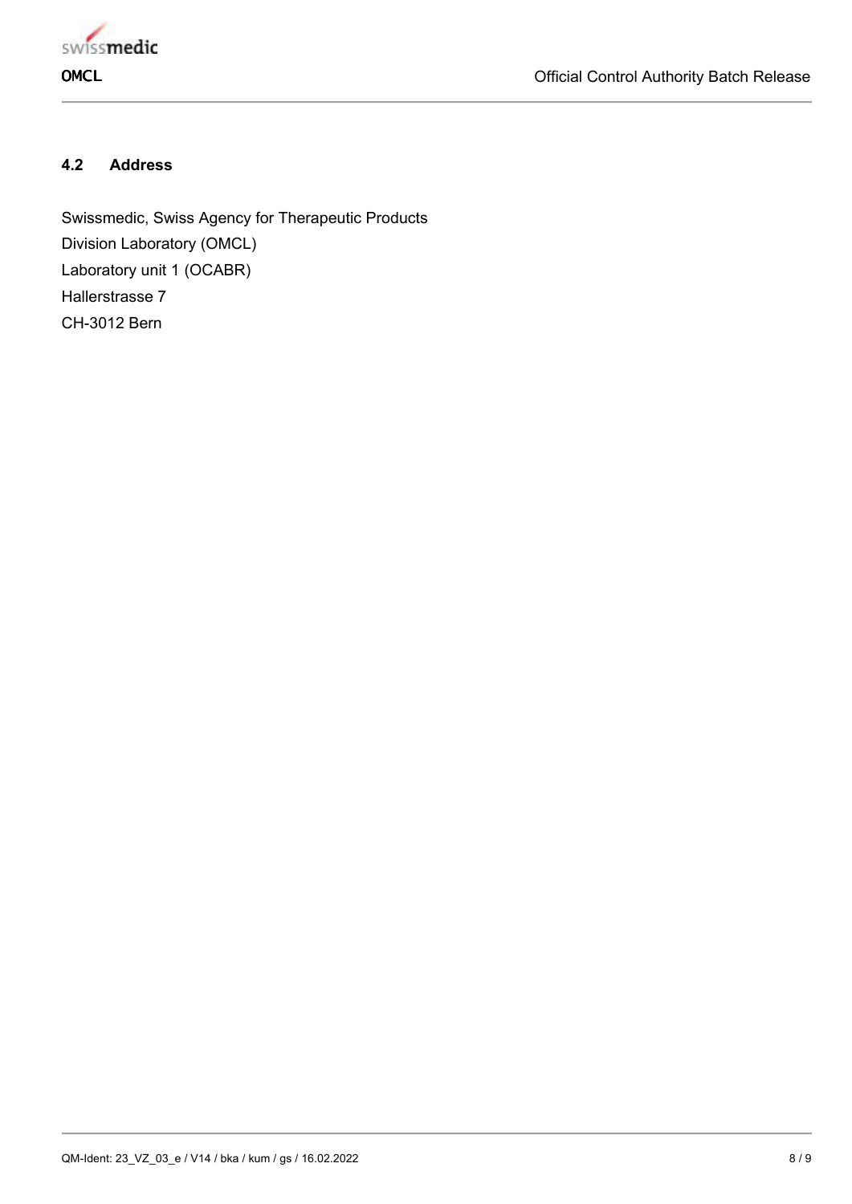### 4.2 Address

Swissmedic, Swiss Agency for Therapeutic Products
Division Laboratory (OMCL)
Laboratory unit 1 (OCABR)
Hallerstrasse 7
CH-3012 Bern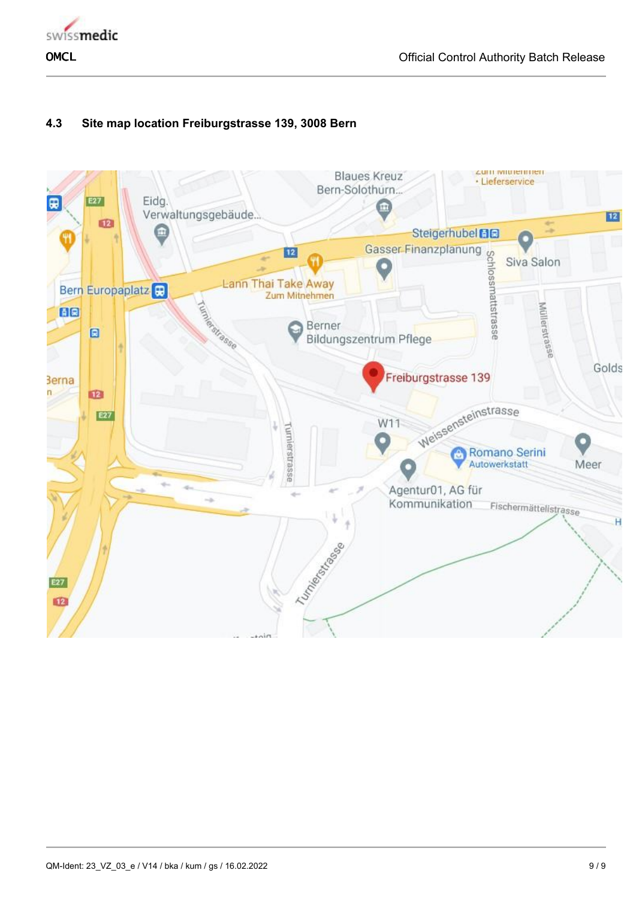### 4.3 Site map location Freiburgstrasse 139, 3008 Bern

Blaues Kreuz
Bern-Solothurn...

Zum Mitnehmen
• Lieferservice

Eidg.
Verwaltungsgebäude...

Steigerhubel

Gasser Finanzplanung

Siva Salon

Bern Europaplatz

Lann Thai Take Away
Zum Mitnehmen

Turnierstrasse

Schlossmattstrasse

Müllerstrasse

Berner
Bildungszentrum Pflege

Freiburgstrasse 139

Golds

Berna

W11

Weissensteinstrasse

Romano Serini
Autowerkstatt

Meer

Agentur01, AG für
Kommunikation

Fischermättelistrasse

Turnierstrasse

E27

12